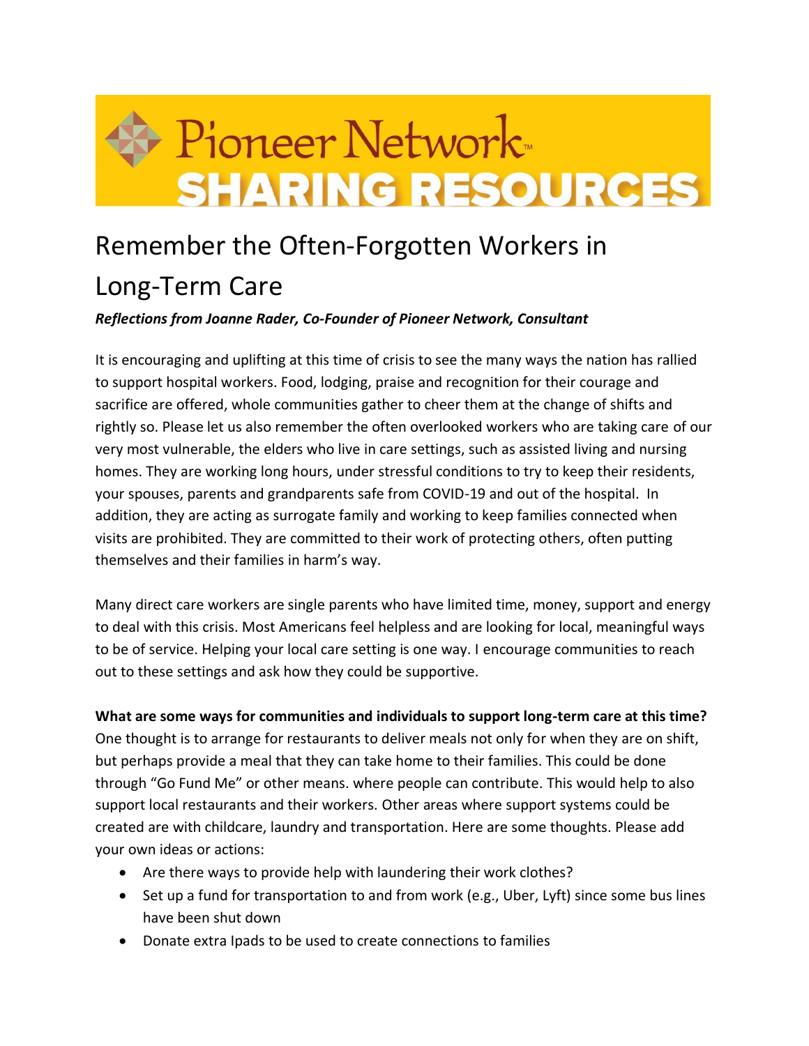# Pioneer Network SHARING RESOURCES

# Remember the Often-Forgotten Workers in Long-Term Care

***Reflections from Joanne Rader, Co-Founder of Pioneer Network, Consultant***

It is encouraging and uplifting at this time of crisis to see the many ways the nation has rallied to support hospital workers. Food, lodging, praise and recognition for their courage and sacrifice are offered, whole communities gather to cheer them at the change of shifts and rightly so. Please let us also remember the often overlooked workers who are taking care of our very most vulnerable, the elders who live in care settings, such as assisted living and nursing homes. They are working long hours, under stressful conditions to try to keep their residents, your spouses, parents and grandparents safe from COVID-19 and out of the hospital. In addition, they are acting as surrogate family and working to keep families connected when visits are prohibited. They are committed to their work of protecting others, often putting themselves and their families in harm's way.

Many direct care workers are single parents who have limited time, money, support and energy to deal with this crisis. Most Americans feel helpless and are looking for local, meaningful ways to be of service. Helping your local care setting is one way. I encourage communities to reach out to these settings and ask how they could be supportive.

**What are some ways for communities and individuals to support long-term care at this time?**
One thought is to arrange for restaurants to deliver meals not only for when they are on shift, but perhaps provide a meal that they can take home to their families. This could be done through "Go Fund Me" or other means. where people can contribute. This would help to also support local restaurants and their workers. Other areas where support systems could be created are with childcare, laundry and transportation. Here are some thoughts. Please add your own ideas or actions:

- Are there ways to provide help with laundering their work clothes?
- Set up a fund for transportation to and from work (e.g., Uber, Lyft) since some bus lines have been shut down
- Donate extra Ipads to be used to create connections to families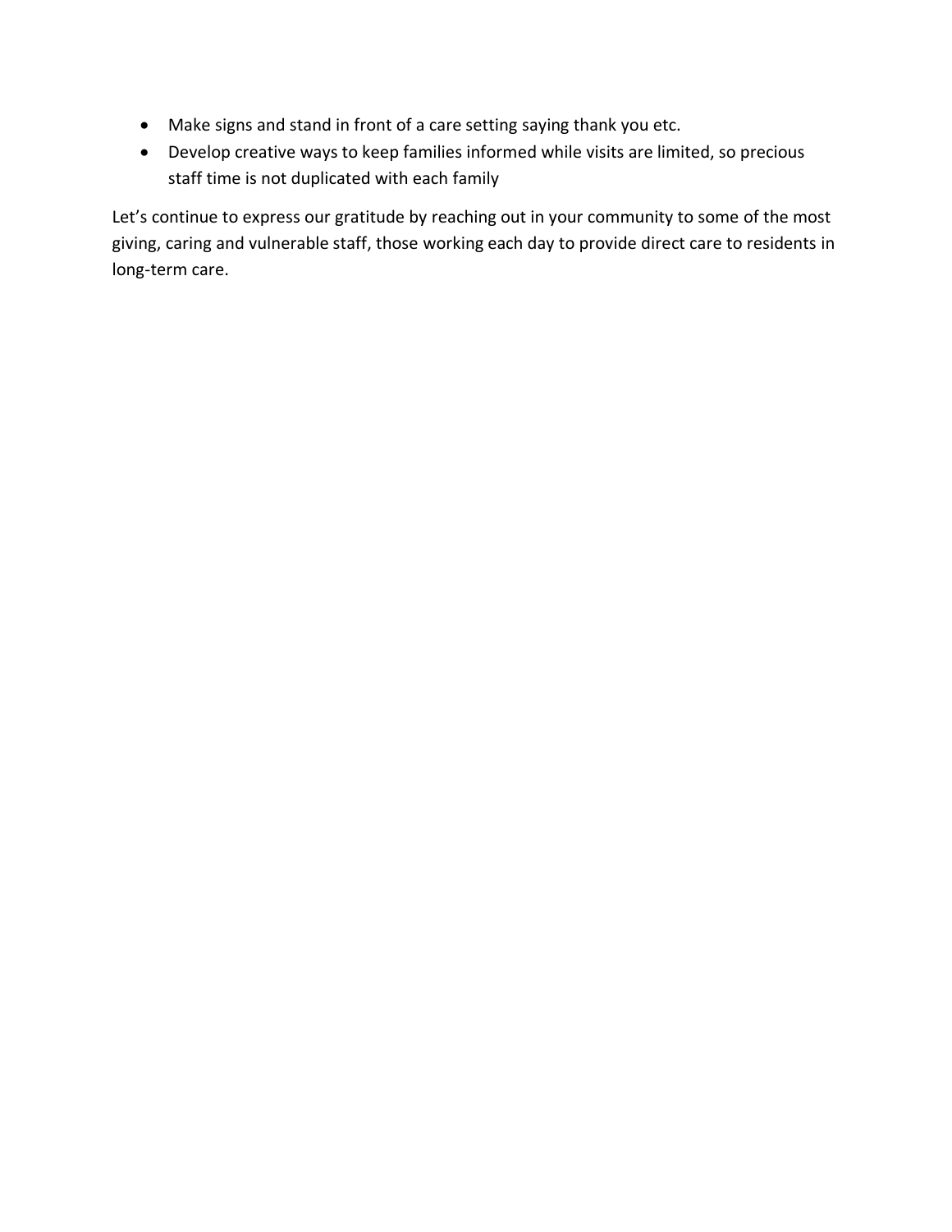- Make signs and stand in front of a care setting saying thank you etc.
- Develop creative ways to keep families informed while visits are limited, so precious staff time is not duplicated with each family

Let's continue to express our gratitude by reaching out in your community to some of the most giving, caring and vulnerable staff, those working each day to provide direct care to residents in long-term care.